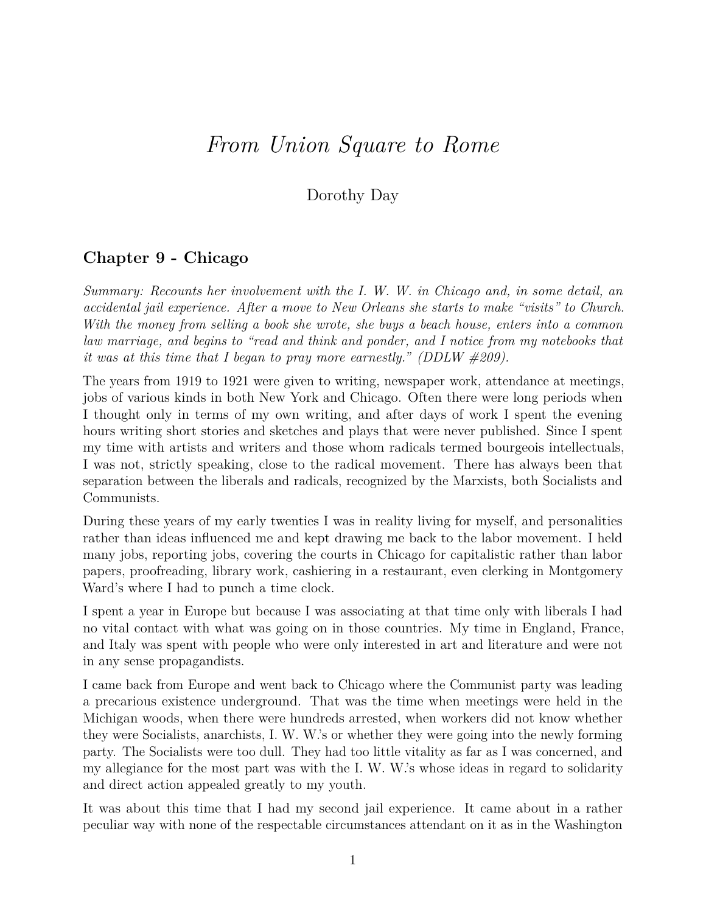# *From Union Square to Rome*

Dorothy Day

## Chapter 9 - Chicago

*Summary: Recounts her involvement with the I. W. W. in Chicago and, in some detail, an accidental jail experience. After a move to New Orleans she starts to make "visits" to Church. With the money from selling a book she wrote, she buys a beach house, enters into a common law marriage, and begins to "read and think and ponder, and I notice from my notebooks that it was at this time that I began to pray more earnestly." (DDLW #209).*

The years from 1919 to 1921 were given to writing, newspaper work, attendance at meetings, jobs of various kinds in both New York and Chicago. Often there were long periods when I thought only in terms of my own writing, and after days of work I spent the evening hours writing short stories and sketches and plays that were never published. Since I spent my time with artists and writers and those whom radicals termed bourgeois intellectuals, I was not, strictly speaking, close to the radical movement. There has always been that separation between the liberals and radicals, recognized by the Marxists, both Socialists and Communists.

During these years of my early twenties I was in reality living for myself, and personalities rather than ideas influenced me and kept drawing me back to the labor movement. I held many jobs, reporting jobs, covering the courts in Chicago for capitalistic rather than labor papers, proofreading, library work, cashiering in a restaurant, even clerking in Montgomery Ward's where I had to punch a time clock.

I spent a year in Europe but because I was associating at that time only with liberals I had no vital contact with what was going on in those countries. My time in England, France, and Italy was spent with people who were only interested in art and literature and were not in any sense propagandists.

I came back from Europe and went back to Chicago where the Communist party was leading a precarious existence underground. That was the time when meetings were held in the Michigan woods, when there were hundreds arrested, when workers did not know whether they were Socialists, anarchists, I. W. W.'s or whether they were going into the newly forming party. The Socialists were too dull. They had too little vitality as far as I was concerned, and my allegiance for the most part was with the I. W. W.'s whose ideas in regard to solidarity and direct action appealed greatly to my youth.

It was about this time that I had my second jail experience. It came about in a rather peculiar way with none of the respectable circumstances attendant on it as in the Washington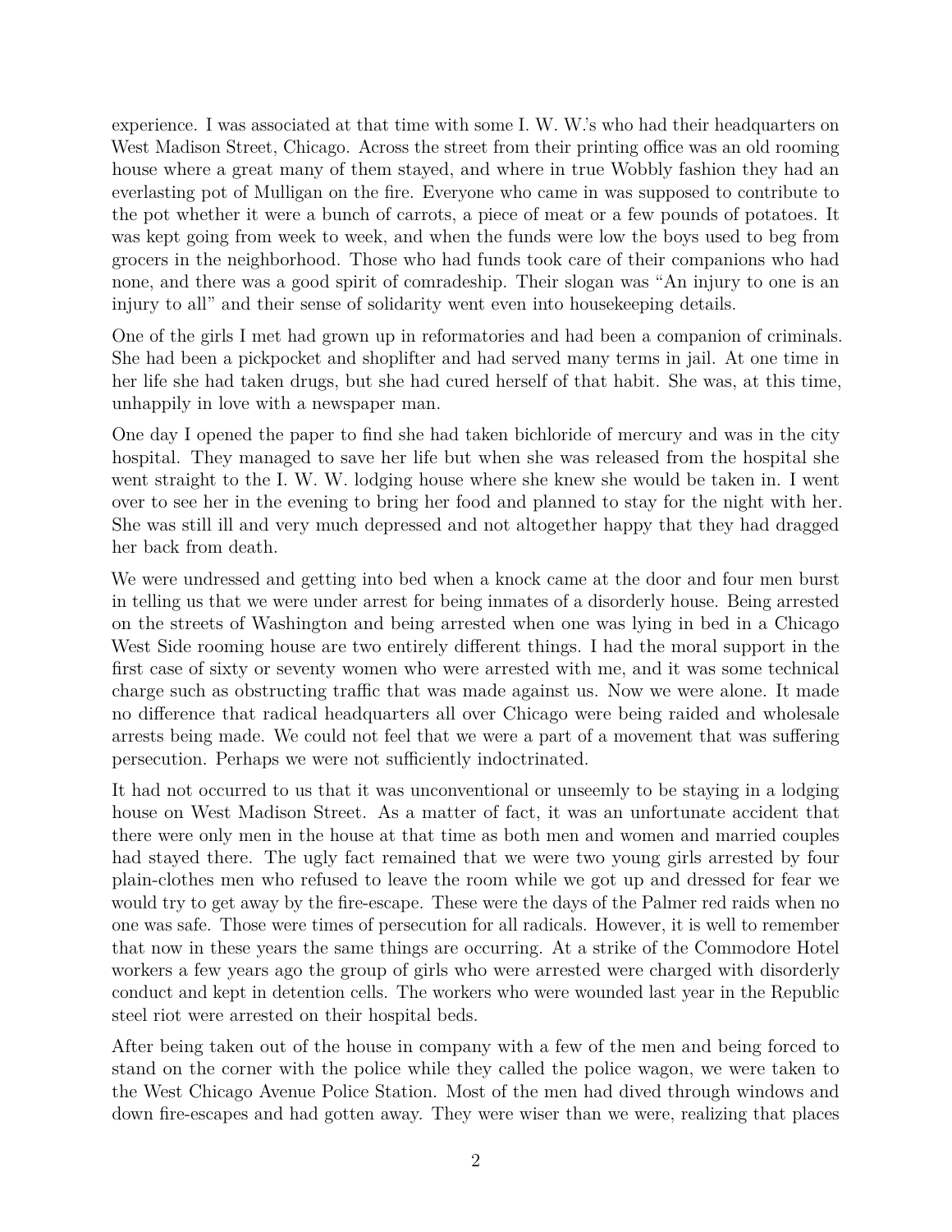experience. I was associated at that time with some I. W. W.'s who had their headquarters on West Madison Street, Chicago. Across the street from their printing office was an old rooming house where a great many of them stayed, and where in true Wobbly fashion they had an everlasting pot of Mulligan on the fire. Everyone who came in was supposed to contribute to the pot whether it were a bunch of carrots, a piece of meat or a few pounds of potatoes. It was kept going from week to week, and when the funds were low the boys used to beg from grocers in the neighborhood. Those who had funds took care of their companions who had none, and there was a good spirit of comradeship. Their slogan was "An injury to one is an injury to all" and their sense of solidarity went even into housekeeping details.

One of the girls I met had grown up in reformatories and had been a companion of criminals. She had been a pickpocket and shoplifter and had served many terms in jail. At one time in her life she had taken drugs, but she had cured herself of that habit. She was, at this time, unhappily in love with a newspaper man.

One day I opened the paper to find she had taken bichloride of mercury and was in the city hospital. They managed to save her life but when she was released from the hospital she went straight to the I. W. W. lodging house where she knew she would be taken in. I went over to see her in the evening to bring her food and planned to stay for the night with her. She was still ill and very much depressed and not altogether happy that they had dragged her back from death.

We were undressed and getting into bed when a knock came at the door and four men burst in telling us that we were under arrest for being inmates of a disorderly house. Being arrested on the streets of Washington and being arrested when one was lying in bed in a Chicago West Side rooming house are two entirely different things. I had the moral support in the first case of sixty or seventy women who were arrested with me, and it was some technical charge such as obstructing traffic that was made against us. Now we were alone. It made no difference that radical headquarters all over Chicago were being raided and wholesale arrests being made. We could not feel that we were a part of a movement that was suffering persecution. Perhaps we were not sufficiently indoctrinated.

It had not occurred to us that it was unconventional or unseemly to be staying in a lodging house on West Madison Street. As a matter of fact, it was an unfortunate accident that there were only men in the house at that time as both men and women and married couples had stayed there. The ugly fact remained that we were two young girls arrested by four plain-clothes men who refused to leave the room while we got up and dressed for fear we would try to get away by the fire-escape. These were the days of the Palmer red raids when no one was safe. Those were times of persecution for all radicals. However, it is well to remember that now in these years the same things are occurring. At a strike of the Commodore Hotel workers a few years ago the group of girls who were arrested were charged with disorderly conduct and kept in detention cells. The workers who were wounded last year in the Republic steel riot were arrested on their hospital beds.

After being taken out of the house in company with a few of the men and being forced to stand on the corner with the police while they called the police wagon, we were taken to the West Chicago Avenue Police Station. Most of the men had dived through windows and down fire-escapes and had gotten away. They were wiser than we were, realizing that places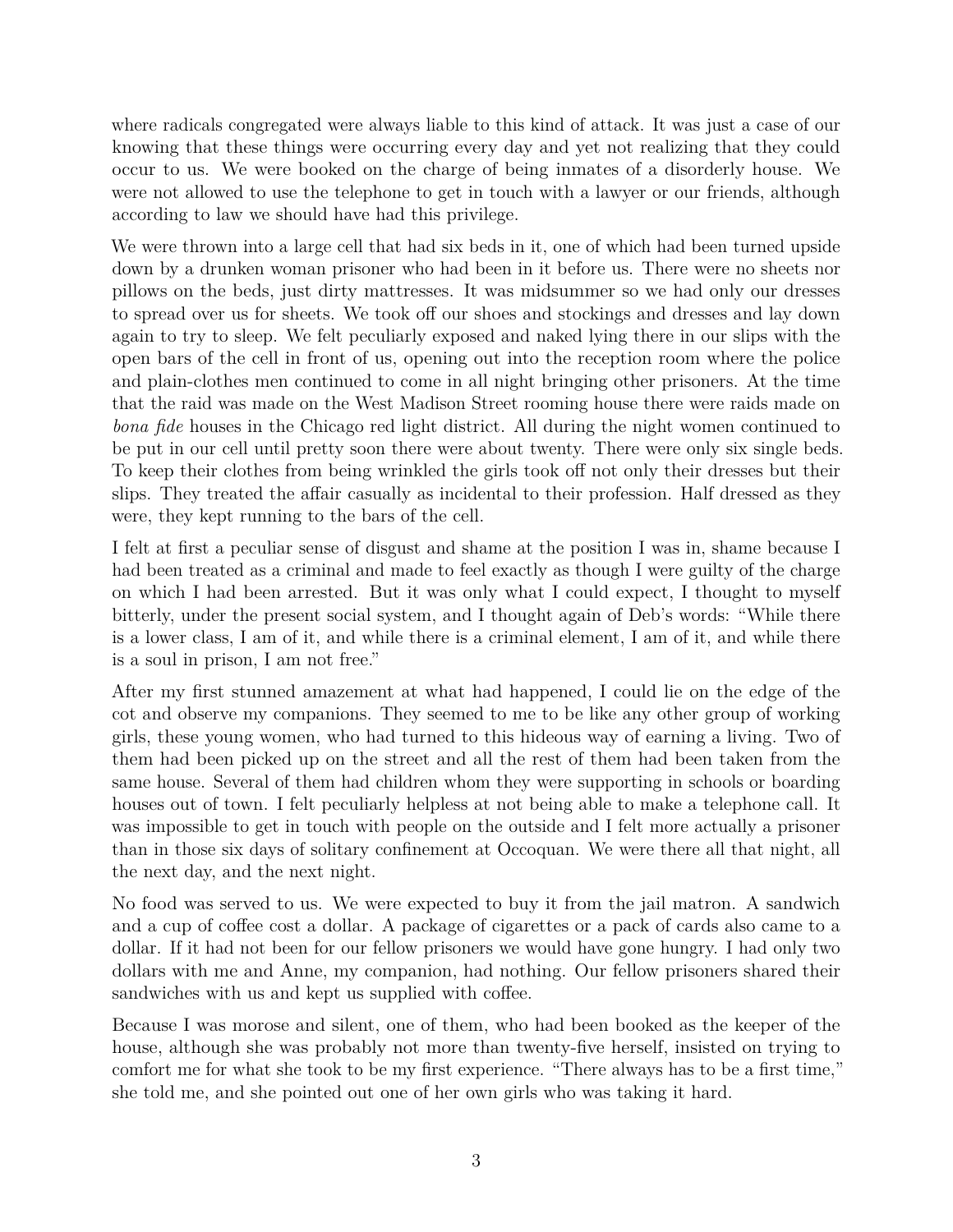where radicals congregated were always liable to this kind of attack. It was just a case of our knowing that these things were occurring every day and yet not realizing that they could occur to us. We were booked on the charge of being inmates of a disorderly house. We were not allowed to use the telephone to get in touch with a lawyer or our friends, although according to law we should have had this privilege.

We were thrown into a large cell that had six beds in it, one of which had been turned upside down by a drunken woman prisoner who had been in it before us. There were no sheets nor pillows on the beds, just dirty mattresses. It was midsummer so we had only our dresses to spread over us for sheets. We took off our shoes and stockings and dresses and lay down again to try to sleep. We felt peculiarly exposed and naked lying there in our slips with the open bars of the cell in front of us, opening out into the reception room where the police and plain-clothes men continued to come in all night bringing other prisoners. At the time that the raid was made on the West Madison Street rooming house there were raids made on *bona fide* houses in the Chicago red light district. All during the night women continued to be put in our cell until pretty soon there were about twenty. There were only six single beds. To keep their clothes from being wrinkled the girls took off not only their dresses but their slips. They treated the affair casually as incidental to their profession. Half dressed as they were, they kept running to the bars of the cell.

I felt at first a peculiar sense of disgust and shame at the position I was in, shame because I had been treated as a criminal and made to feel exactly as though I were guilty of the charge on which I had been arrested. But it was only what I could expect, I thought to myself bitterly, under the present social system, and I thought again of Deb's words: "While there is a lower class, I am of it, and while there is a criminal element, I am of it, and while there is a soul in prison, I am not free."

After my first stunned amazement at what had happened, I could lie on the edge of the cot and observe my companions. They seemed to me to be like any other group of working girls, these young women, who had turned to this hideous way of earning a living. Two of them had been picked up on the street and all the rest of them had been taken from the same house. Several of them had children whom they were supporting in schools or boarding houses out of town. I felt peculiarly helpless at not being able to make a telephone call. It was impossible to get in touch with people on the outside and I felt more actually a prisoner than in those six days of solitary confinement at Occoquan. We were there all that night, all the next day, and the next night.

No food was served to us. We were expected to buy it from the jail matron. A sandwich and a cup of coffee cost a dollar. A package of cigarettes or a pack of cards also came to a dollar. If it had not been for our fellow prisoners we would have gone hungry. I had only two dollars with me and Anne, my companion, had nothing. Our fellow prisoners shared their sandwiches with us and kept us supplied with coffee.

Because I was morose and silent, one of them, who had been booked as the keeper of the house, although she was probably not more than twenty-five herself, insisted on trying to comfort me for what she took to be my first experience. "There always has to be a first time," she told me, and she pointed out one of her own girls who was taking it hard.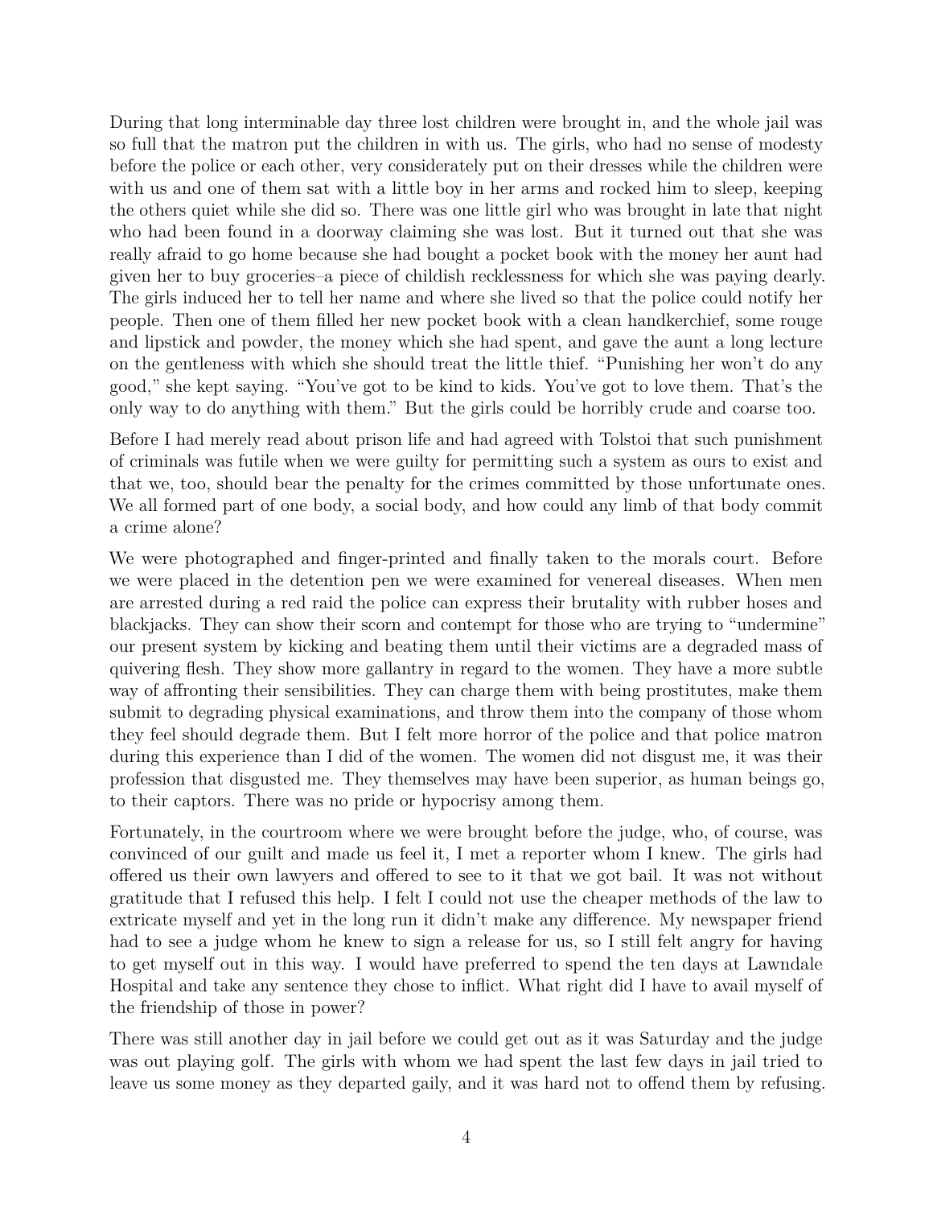During that long interminable day three lost children were brought in, and the whole jail was so full that the matron put the children in with us. The girls, who had no sense of modesty before the police or each other, very considerately put on their dresses while the children were with us and one of them sat with a little boy in her arms and rocked him to sleep, keeping the others quiet while she did so. There was one little girl who was brought in late that night who had been found in a doorway claiming she was lost. But it turned out that she was really afraid to go home because she had bought a pocket book with the money her aunt had given her to buy groceries–a piece of childish recklessness for which she was paying dearly. The girls induced her to tell her name and where she lived so that the police could notify her people. Then one of them filled her new pocket book with a clean handkerchief, some rouge and lipstick and powder, the money which she had spent, and gave the aunt a long lecture on the gentleness with which she should treat the little thief. "Punishing her won't do any good," she kept saying. "You've got to be kind to kids. You've got to love them. That's the only way to do anything with them." But the girls could be horribly crude and coarse too.

Before I had merely read about prison life and had agreed with Tolstoi that such punishment of criminals was futile when we were guilty for permitting such a system as ours to exist and that we, too, should bear the penalty for the crimes committed by those unfortunate ones. We all formed part of one body, a social body, and how could any limb of that body commit a crime alone?

We were photographed and finger-printed and finally taken to the morals court. Before we were placed in the detention pen we were examined for venereal diseases. When men are arrested during a red raid the police can express their brutality with rubber hoses and blackjacks. They can show their scorn and contempt for those who are trying to "undermine" our present system by kicking and beating them until their victims are a degraded mass of quivering flesh. They show more gallantry in regard to the women. They have a more subtle way of affronting their sensibilities. They can charge them with being prostitutes, make them submit to degrading physical examinations, and throw them into the company of those whom they feel should degrade them. But I felt more horror of the police and that police matron during this experience than I did of the women. The women did not disgust me, it was their profession that disgusted me. They themselves may have been superior, as human beings go, to their captors. There was no pride or hypocrisy among them.

Fortunately, in the courtroom where we were brought before the judge, who, of course, was convinced of our guilt and made us feel it, I met a reporter whom I knew. The girls had offered us their own lawyers and offered to see to it that we got bail. It was not without gratitude that I refused this help. I felt I could not use the cheaper methods of the law to extricate myself and yet in the long run it didn't make any difference. My newspaper friend had to see a judge whom he knew to sign a release for us, so I still felt angry for having to get myself out in this way. I would have preferred to spend the ten days at Lawndale Hospital and take any sentence they chose to inflict. What right did I have to avail myself of the friendship of those in power?

There was still another day in jail before we could get out as it was Saturday and the judge was out playing golf. The girls with whom we had spent the last few days in jail tried to leave us some money as they departed gaily, and it was hard not to offend them by refusing.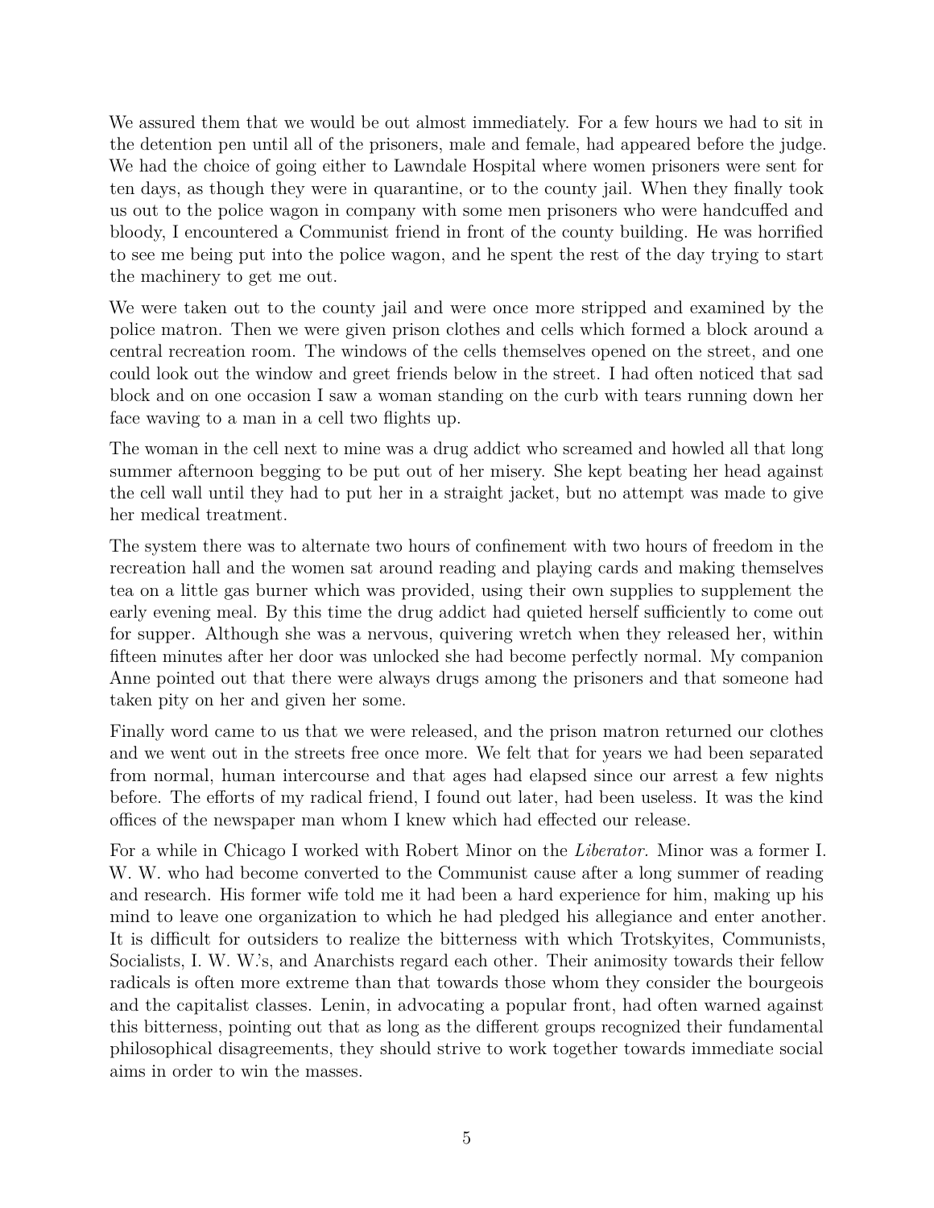We assured them that we would be out almost immediately. For a few hours we had to sit in the detention pen until all of the prisoners, male and female, had appeared before the judge. We had the choice of going either to Lawndale Hospital where women prisoners were sent for ten days, as though they were in quarantine, or to the county jail. When they finally took us out to the police wagon in company with some men prisoners who were handcuffed and bloody, I encountered a Communist friend in front of the county building. He was horrified to see me being put into the police wagon, and he spent the rest of the day trying to start the machinery to get me out.

We were taken out to the county jail and were once more stripped and examined by the police matron. Then we were given prison clothes and cells which formed a block around a central recreation room. The windows of the cells themselves opened on the street, and one could look out the window and greet friends below in the street. I had often noticed that sad block and on one occasion I saw a woman standing on the curb with tears running down her face waving to a man in a cell two flights up.

The woman in the cell next to mine was a drug addict who screamed and howled all that long summer afternoon begging to be put out of her misery. She kept beating her head against the cell wall until they had to put her in a straight jacket, but no attempt was made to give her medical treatment.

The system there was to alternate two hours of confinement with two hours of freedom in the recreation hall and the women sat around reading and playing cards and making themselves tea on a little gas burner which was provided, using their own supplies to supplement the early evening meal. By this time the drug addict had quieted herself sufficiently to come out for supper. Although she was a nervous, quivering wretch when they released her, within fifteen minutes after her door was unlocked she had become perfectly normal. My companion Anne pointed out that there were always drugs among the prisoners and that someone had taken pity on her and given her some.

Finally word came to us that we were released, and the prison matron returned our clothes and we went out in the streets free once more. We felt that for years we had been separated from normal, human intercourse and that ages had elapsed since our arrest a few nights before. The efforts of my radical friend, I found out later, had been useless. It was the kind offices of the newspaper man whom I knew which had effected our release.

For a while in Chicago I worked with Robert Minor on the *Liberator.* Minor was a former I. W. W. who had become converted to the Communist cause after a long summer of reading and research. His former wife told me it had been a hard experience for him, making up his mind to leave one organization to which he had pledged his allegiance and enter another. It is difficult for outsiders to realize the bitterness with which Trotskyites, Communists, Socialists, I. W. W.'s, and Anarchists regard each other. Their animosity towards their fellow radicals is often more extreme than that towards those whom they consider the bourgeois and the capitalist classes. Lenin, in advocating a popular front, had often warned against this bitterness, pointing out that as long as the different groups recognized their fundamental philosophical disagreements, they should strive to work together towards immediate social aims in order to win the masses.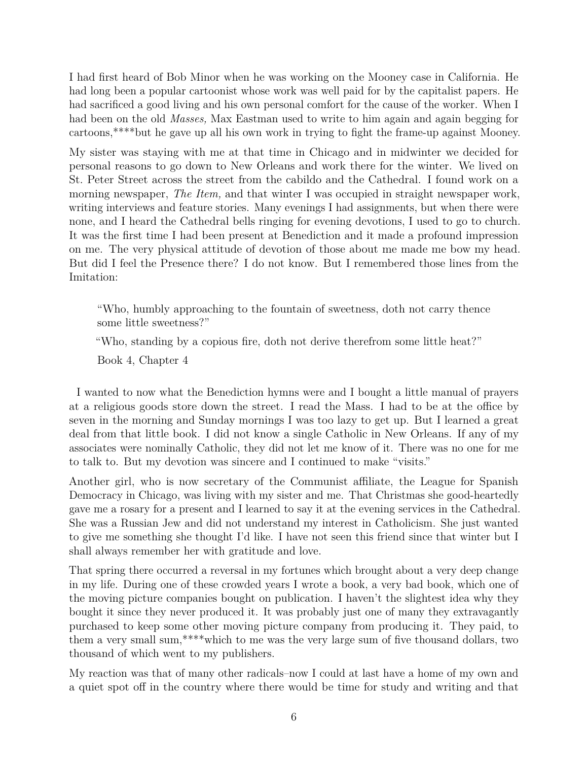I had first heard of Bob Minor when he was working on the Mooney case in California. He had long been a popular cartoonist whose work was well paid for by the capitalist papers. He had sacrificed a good living and his own personal comfort for the cause of the worker. When I had been on the old *Masses,* Max Eastman used to write to him again and again begging for cartoons,****but he gave up all his own work in trying to fight the frame-up against Mooney.

My sister was staying with me at that time in Chicago and in midwinter we decided for personal reasons to go down to New Orleans and work there for the winter. We lived on St. Peter Street across the street from the cabildo and the Cathedral. I found work on a morning newspaper, *The Item,* and that winter I was occupied in straight newspaper work, writing interviews and feature stories. Many evenings I had assignments, but when there were none, and I heard the Cathedral bells ringing for evening devotions, I used to go to church. It was the first time I had been present at Benediction and it made a profound impression on me. The very physical attitude of devotion of those about me made me bow my head. But did I feel the Presence there? I do not know. But I remembered those lines from the Imitation:

> "Who, humbly approaching to the fountain of sweetness, doth not carry thence some little sweetness?"
>
> "Who, standing by a copious fire, doth not derive therefrom some little heat?"
>
> Book 4, Chapter 4

I wanted to now what the Benediction hymns were and I bought a little manual of prayers at a religious goods store down the street. I read the Mass. I had to be at the office by seven in the morning and Sunday mornings I was too lazy to get up. But I learned a great deal from that little book. I did not know a single Catholic in New Orleans. If any of my associates were nominally Catholic, they did not let me know of it. There was no one for me to talk to. But my devotion was sincere and I continued to make "visits."

Another girl, who is now secretary of the Communist affiliate, the League for Spanish Democracy in Chicago, was living with my sister and me. That Christmas she good-heartedly gave me a rosary for a present and I learned to say it at the evening services in the Cathedral. She was a Russian Jew and did not understand my interest in Catholicism. She just wanted to give me something she thought I'd like. I have not seen this friend since that winter but I shall always remember her with gratitude and love.

That spring there occurred a reversal in my fortunes which brought about a very deep change in my life. During one of these crowded years I wrote a book, a very bad book, which one of the moving picture companies bought on publication. I haven't the slightest idea why they bought it since they never produced it. It was probably just one of many they extravagantly purchased to keep some other moving picture company from producing it. They paid, to them a very small sum,****which to me was the very large sum of five thousand dollars, two thousand of which went to my publishers.

My reaction was that of many other radicals–now I could at last have a home of my own and a quiet spot off in the country where there would be time for study and writing and that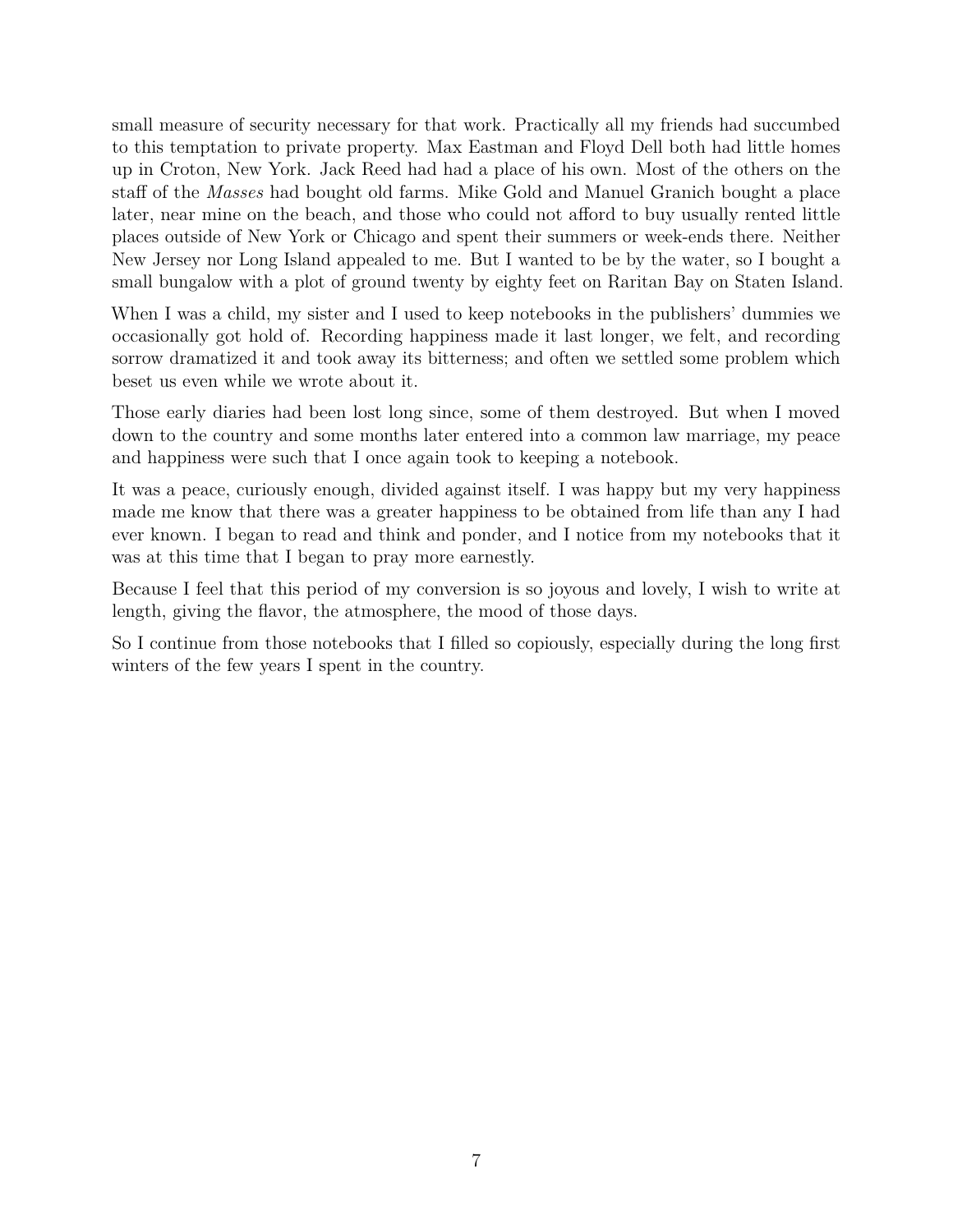small measure of security necessary for that work. Practically all my friends had succumbed to this temptation to private property. Max Eastman and Floyd Dell both had little homes up in Croton, New York. Jack Reed had had a place of his own. Most of the others on the staff of the *Masses* had bought old farms. Mike Gold and Manuel Granich bought a place later, near mine on the beach, and those who could not afford to buy usually rented little places outside of New York or Chicago and spent their summers or week-ends there. Neither New Jersey nor Long Island appealed to me. But I wanted to be by the water, so I bought a small bungalow with a plot of ground twenty by eighty feet on Raritan Bay on Staten Island.

When I was a child, my sister and I used to keep notebooks in the publishers' dummies we occasionally got hold of. Recording happiness made it last longer, we felt, and recording sorrow dramatized it and took away its bitterness; and often we settled some problem which beset us even while we wrote about it.

Those early diaries had been lost long since, some of them destroyed. But when I moved down to the country and some months later entered into a common law marriage, my peace and happiness were such that I once again took to keeping a notebook.

It was a peace, curiously enough, divided against itself. I was happy but my very happiness made me know that there was a greater happiness to be obtained from life than any I had ever known. I began to read and think and ponder, and I notice from my notebooks that it was at this time that I began to pray more earnestly.

Because I feel that this period of my conversion is so joyous and lovely, I wish to write at length, giving the flavor, the atmosphere, the mood of those days.

So I continue from those notebooks that I filled so copiously, especially during the long first winters of the few years I spent in the country.